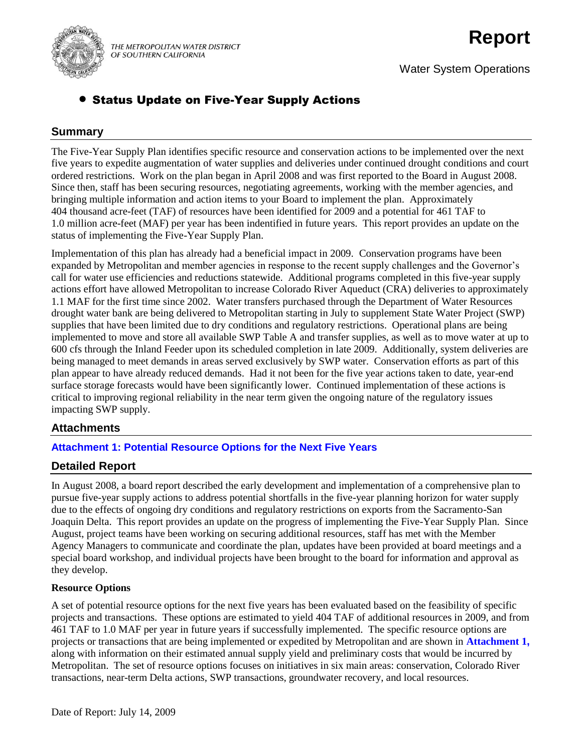THE METROPOLITAN WATER DISTRICT OF SOUTHERN CALIFORNIA

# Report

Water System Operations

## • Status Update on Five-Year Supply Actions

### Summary

The Five-Year Supply Plan identifies specific resource and conservation actions to be implemented over the next five years to expedite augmentation of water supplies and deliveries under continued drought conditions and court ordered restrictions. Work on the plan began in April 2008 and was first reported to the Board in August 2008. Since then, staff has been securing resources, negotiating agreements, working with the member agencies, and bringing multiple information and action items to your Board to implement the plan. Approximately 404 thousand acre-feet (TAF) of resources have been identified for 2009 and a potential for 461 TAF to 1.0 million acre-feet (MAF) per year has been indentified in future years. This report provides an update on the status of implementing the Five-Year Supply Plan.

Implementation of this plan has already had a beneficial impact in 2009. Conservation programs have been expanded by Metropolitan and member agencies in response to the recent supply challenges and the Governor's call for water use efficiencies and reductions statewide. Additional programs completed in this five-year supply actions effort have allowed Metropolitan to increase Colorado River Aqueduct (CRA) deliveries to approximately 1.1 MAF for the first time since 2002. Water transfers purchased through the Department of Water Resources drought water bank are being delivered to Metropolitan starting in July to supplement State Water Project (SWP) supplies that have been limited due to dry conditions and regulatory restrictions. Operational plans are being implemented to move and store all available SWP Table A and transfer supplies, as well as to move water at up to 600 cfs through the Inland Feeder upon its scheduled completion in late 2009. Additionally, system deliveries are being managed to meet demands in areas served exclusively by SWP water. Conservation efforts as part of this plan appear to have already reduced demands. Had it not been for the five year actions taken to date, year-end surface storage forecasts would have been significantly lower. Continued implementation of these actions is critical to improving regional reliability in the near term given the ongoing nature of the regulatory issues impacting SWP supply.

### Attachments

**Attachment 1: Potential Resource Options for the Next Five Years**

### Detailed Report

In August 2008, a board report described the early development and implementation of a comprehensive plan to pursue five-year supply actions to address potential shortfalls in the five-year planning horizon for water supply due to the effects of ongoing dry conditions and regulatory restrictions on exports from the Sacramento-San Joaquin Delta. This report provides an update on the progress of implementing the Five-Year Supply Plan. Since August, project teams have been working on securing additional resources, staff has met with the Member Agency Managers to communicate and coordinate the plan, updates have been provided at board meetings and a special board workshop, and individual projects have been brought to the board for information and approval as they develop.

**Resource Options**

A set of potential resource options for the next five years has been evaluated based on the feasibility of specific projects and transactions. These options are estimated to yield 404 TAF of additional resources in 2009, and from 461 TAF to 1.0 MAF per year in future years if successfully implemented. The specific resource options are projects or transactions that are being implemented or expedited by Metropolitan and are shown in **Attachment 1,** along with information on their estimated annual supply yield and preliminary costs that would be incurred by Metropolitan. The set of resource options focuses on initiatives in six main areas: conservation, Colorado River transactions, near-term Delta actions, SWP transactions, groundwater recovery, and local resources.

Date of Report: July 14, 2009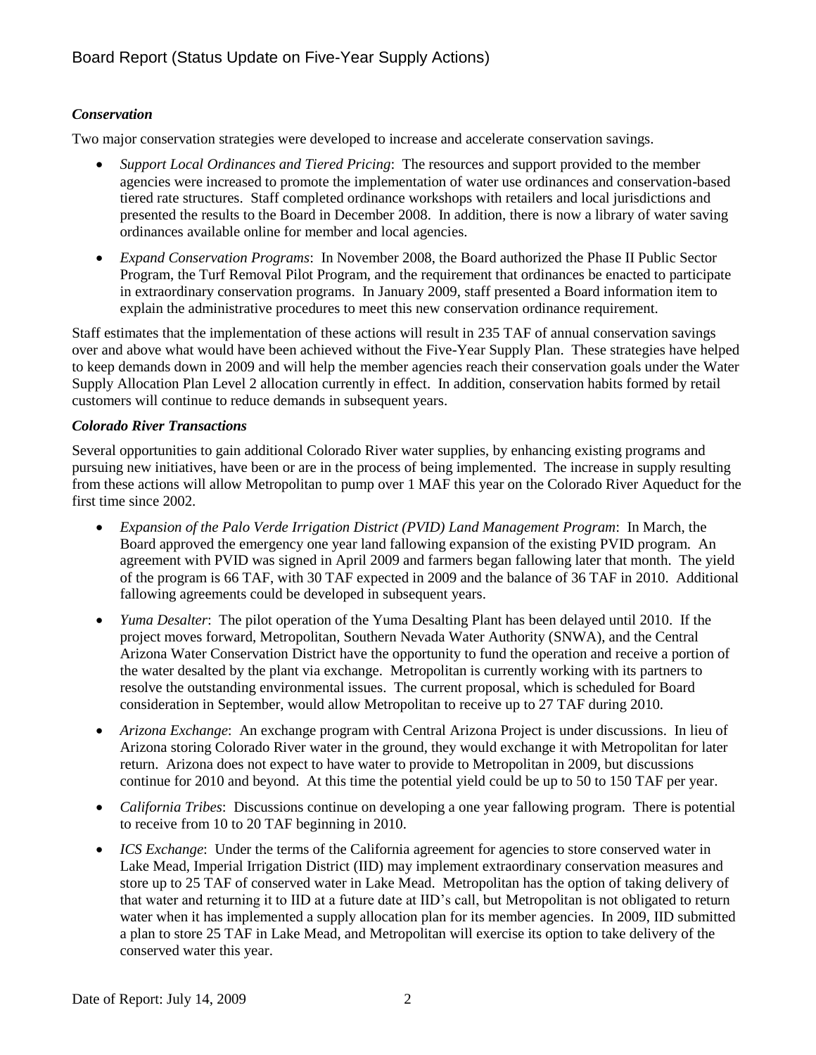### *Conservation*

Two major conservation strategies were developed to increase and accelerate conservation savings.

- *Support Local Ordinances and Tiered Pricing*: The resources and support provided to the member agencies were increased to promote the implementation of water use ordinances and conservation-based tiered rate structures. Staff completed ordinance workshops with retailers and local jurisdictions and presented the results to the Board in December 2008. In addition, there is now a library of water saving ordinances available online for member and local agencies.
- *Expand Conservation Programs*: In November 2008, the Board authorized the Phase II Public Sector Program, the Turf Removal Pilot Program, and the requirement that ordinances be enacted to participate in extraordinary conservation programs. In January 2009, staff presented a Board information item to explain the administrative procedures to meet this new conservation ordinance requirement.

Staff estimates that the implementation of these actions will result in 235 TAF of annual conservation savings over and above what would have been achieved without the Five-Year Supply Plan. These strategies have helped to keep demands down in 2009 and will help the member agencies reach their conservation goals under the Water Supply Allocation Plan Level 2 allocation currently in effect. In addition, conservation habits formed by retail customers will continue to reduce demands in subsequent years.

### *Colorado River Transactions*

Several opportunities to gain additional Colorado River water supplies, by enhancing existing programs and pursuing new initiatives, have been or are in the process of being implemented. The increase in supply resulting from these actions will allow Metropolitan to pump over 1 MAF this year on the Colorado River Aqueduct for the first time since 2002.

- *Expansion of the Palo Verde Irrigation District (PVID) Land Management Program*: In March, the Board approved the emergency one year land fallowing expansion of the existing PVID program. An agreement with PVID was signed in April 2009 and farmers began fallowing later that month. The yield of the program is 66 TAF, with 30 TAF expected in 2009 and the balance of 36 TAF in 2010. Additional fallowing agreements could be developed in subsequent years.
- *Yuma Desalter*: The pilot operation of the Yuma Desalting Plant has been delayed until 2010. If the project moves forward, Metropolitan, Southern Nevada Water Authority (SNWA), and the Central Arizona Water Conservation District have the opportunity to fund the operation and receive a portion of the water desalted by the plant via exchange. Metropolitan is currently working with its partners to resolve the outstanding environmental issues. The current proposal, which is scheduled for Board consideration in September, would allow Metropolitan to receive up to 27 TAF during 2010.
- *Arizona Exchange*: An exchange program with Central Arizona Project is under discussions. In lieu of Arizona storing Colorado River water in the ground, they would exchange it with Metropolitan for later return. Arizona does not expect to have water to provide to Metropolitan in 2009, but discussions continue for 2010 and beyond. At this time the potential yield could be up to 50 to 150 TAF per year.
- *California Tribes*: Discussions continue on developing a one year fallowing program. There is potential to receive from 10 to 20 TAF beginning in 2010.
- *ICS Exchange*: Under the terms of the California agreement for agencies to store conserved water in Lake Mead, Imperial Irrigation District (IID) may implement extraordinary conservation measures and store up to 25 TAF of conserved water in Lake Mead. Metropolitan has the option of taking delivery of that water and returning it to IID at a future date at IID's call, but Metropolitan is not obligated to return water when it has implemented a supply allocation plan for its member agencies. In 2009, IID submitted a plan to store 25 TAF in Lake Mead, and Metropolitan will exercise its option to take delivery of the conserved water this year.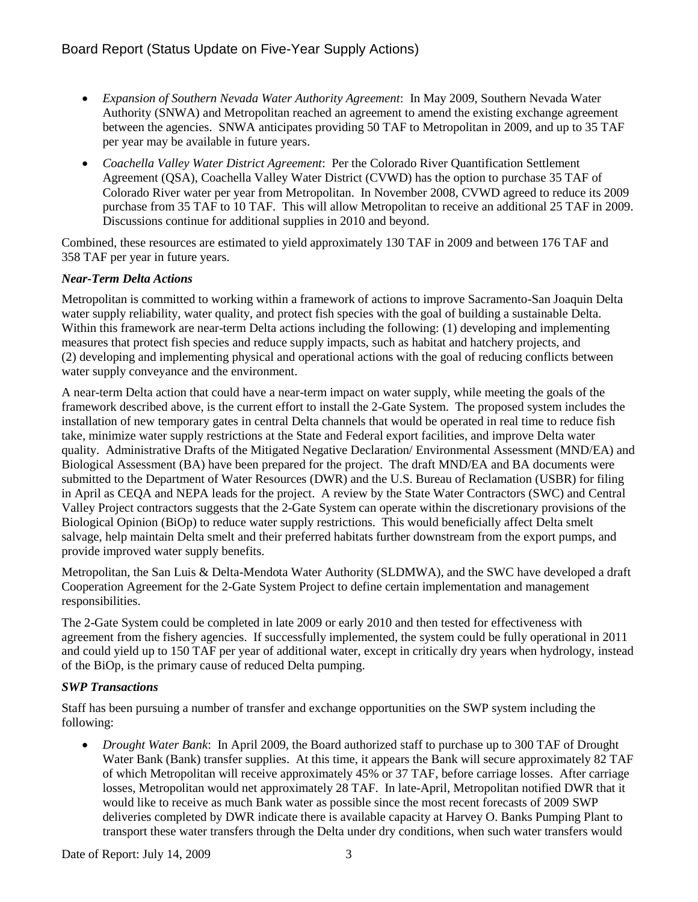- *Expansion of Southern Nevada Water Authority Agreement*: In May 2009, Southern Nevada Water Authority (SNWA) and Metropolitan reached an agreement to amend the existing exchange agreement between the agencies. SNWA anticipates providing 50 TAF to Metropolitan in 2009, and up to 35 TAF per year may be available in future years.
- *Coachella Valley Water District Agreement*: Per the Colorado River Quantification Settlement Agreement (QSA), Coachella Valley Water District (CVWD) has the option to purchase 35 TAF of Colorado River water per year from Metropolitan. In November 2008, CVWD agreed to reduce its 2009 purchase from 35 TAF to 10 TAF. This will allow Metropolitan to receive an additional 25 TAF in 2009. Discussions continue for additional supplies in 2010 and beyond.

Combined, these resources are estimated to yield approximately 130 TAF in 2009 and between 176 TAF and 358 TAF per year in future years.

***Near-Term Delta Actions***

Metropolitan is committed to working within a framework of actions to improve Sacramento-San Joaquin Delta water supply reliability, water quality, and protect fish species with the goal of building a sustainable Delta. Within this framework are near-term Delta actions including the following: (1) developing and implementing measures that protect fish species and reduce supply impacts, such as habitat and hatchery projects, and (2) developing and implementing physical and operational actions with the goal of reducing conflicts between water supply conveyance and the environment.

A near-term Delta action that could have a near-term impact on water supply, while meeting the goals of the framework described above, is the current effort to install the 2-Gate System. The proposed system includes the installation of new temporary gates in central Delta channels that would be operated in real time to reduce fish take, minimize water supply restrictions at the State and Federal export facilities, and improve Delta water quality. Administrative Drafts of the Mitigated Negative Declaration/ Environmental Assessment (MND/EA) and Biological Assessment (BA) have been prepared for the project. The draft MND/EA and BA documents were submitted to the Department of Water Resources (DWR) and the U.S. Bureau of Reclamation (USBR) for filing in April as CEQA and NEPA leads for the project. A review by the State Water Contractors (SWC) and Central Valley Project contractors suggests that the 2-Gate System can operate within the discretionary provisions of the Biological Opinion (BiOp) to reduce water supply restrictions. This would beneficially affect Delta smelt salvage, help maintain Delta smelt and their preferred habitats further downstream from the export pumps, and provide improved water supply benefits.

Metropolitan, the San Luis & Delta-Mendota Water Authority (SLDMWA), and the SWC have developed a draft Cooperation Agreement for the 2-Gate System Project to define certain implementation and management responsibilities.

The 2-Gate System could be completed in late 2009 or early 2010 and then tested for effectiveness with agreement from the fishery agencies. If successfully implemented, the system could be fully operational in 2011 and could yield up to 150 TAF per year of additional water, except in critically dry years when hydrology, instead of the BiOp, is the primary cause of reduced Delta pumping.

***SWP Transactions***

Staff has been pursuing a number of transfer and exchange opportunities on the SWP system including the following:

- *Drought Water Bank*: In April 2009, the Board authorized staff to purchase up to 300 TAF of Drought Water Bank (Bank) transfer supplies. At this time, it appears the Bank will secure approximately 82 TAF of which Metropolitan will receive approximately 45% or 37 TAF, before carriage losses. After carriage losses, Metropolitan would net approximately 28 TAF. In late-April, Metropolitan notified DWR that it would like to receive as much Bank water as possible since the most recent forecasts of 2009 SWP deliveries completed by DWR indicate there is available capacity at Harvey O. Banks Pumping Plant to transport these water transfers through the Delta under dry conditions, when such water transfers would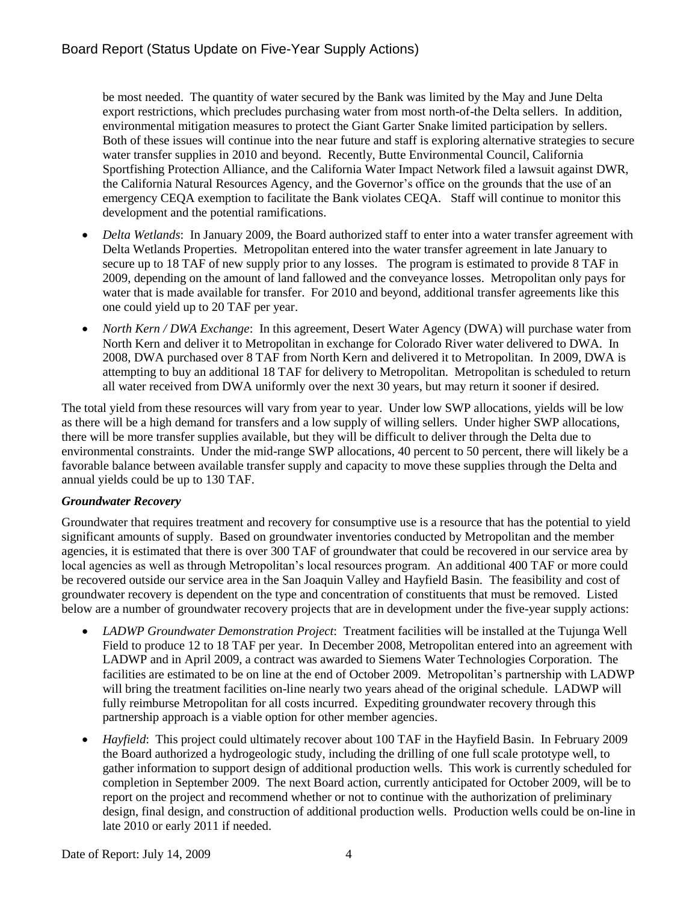be most needed. The quantity of water secured by the Bank was limited by the May and June Delta export restrictions, which precludes purchasing water from most north-of-the Delta sellers. In addition, environmental mitigation measures to protect the Giant Garter Snake limited participation by sellers. Both of these issues will continue into the near future and staff is exploring alternative strategies to secure water transfer supplies in 2010 and beyond. Recently, Butte Environmental Council, California Sportfishing Protection Alliance, and the California Water Impact Network filed a lawsuit against DWR, the California Natural Resources Agency, and the Governor's office on the grounds that the use of an emergency CEQA exemption to facilitate the Bank violates CEQA. Staff will continue to monitor this development and the potential ramifications.

- *Delta Wetlands*: In January 2009, the Board authorized staff to enter into a water transfer agreement with Delta Wetlands Properties. Metropolitan entered into the water transfer agreement in late January to secure up to 18 TAF of new supply prior to any losses. The program is estimated to provide 8 TAF in 2009, depending on the amount of land fallowed and the conveyance losses. Metropolitan only pays for water that is made available for transfer. For 2010 and beyond, additional transfer agreements like this one could yield up to 20 TAF per year.
- *North Kern / DWA Exchange*: In this agreement, Desert Water Agency (DWA) will purchase water from North Kern and deliver it to Metropolitan in exchange for Colorado River water delivered to DWA. In 2008, DWA purchased over 8 TAF from North Kern and delivered it to Metropolitan. In 2009, DWA is attempting to buy an additional 18 TAF for delivery to Metropolitan. Metropolitan is scheduled to return all water received from DWA uniformly over the next 30 years, but may return it sooner if desired.

The total yield from these resources will vary from year to year. Under low SWP allocations, yields will be low as there will be a high demand for transfers and a low supply of willing sellers. Under higher SWP allocations, there will be more transfer supplies available, but they will be difficult to deliver through the Delta due to environmental constraints. Under the mid-range SWP allocations, 40 percent to 50 percent, there will likely be a favorable balance between available transfer supply and capacity to move these supplies through the Delta and annual yields could be up to 130 TAF.

### *Groundwater Recovery*

Groundwater that requires treatment and recovery for consumptive use is a resource that has the potential to yield significant amounts of supply. Based on groundwater inventories conducted by Metropolitan and the member agencies, it is estimated that there is over 300 TAF of groundwater that could be recovered in our service area by local agencies as well as through Metropolitan's local resources program. An additional 400 TAF or more could be recovered outside our service area in the San Joaquin Valley and Hayfield Basin. The feasibility and cost of groundwater recovery is dependent on the type and concentration of constituents that must be removed. Listed below are a number of groundwater recovery projects that are in development under the five-year supply actions:

- *LADWP Groundwater Demonstration Project*: Treatment facilities will be installed at the Tujunga Well Field to produce 12 to 18 TAF per year. In December 2008, Metropolitan entered into an agreement with LADWP and in April 2009, a contract was awarded to Siemens Water Technologies Corporation. The facilities are estimated to be on line at the end of October 2009. Metropolitan's partnership with LADWP will bring the treatment facilities on-line nearly two years ahead of the original schedule. LADWP will fully reimburse Metropolitan for all costs incurred. Expediting groundwater recovery through this partnership approach is a viable option for other member agencies.
- *Hayfield*: This project could ultimately recover about 100 TAF in the Hayfield Basin. In February 2009 the Board authorized a hydrogeologic study, including the drilling of one full scale prototype well, to gather information to support design of additional production wells. This work is currently scheduled for completion in September 2009. The next Board action, currently anticipated for October 2009, will be to report on the project and recommend whether or not to continue with the authorization of preliminary design, final design, and construction of additional production wells. Production wells could be on-line in late 2010 or early 2011 if needed.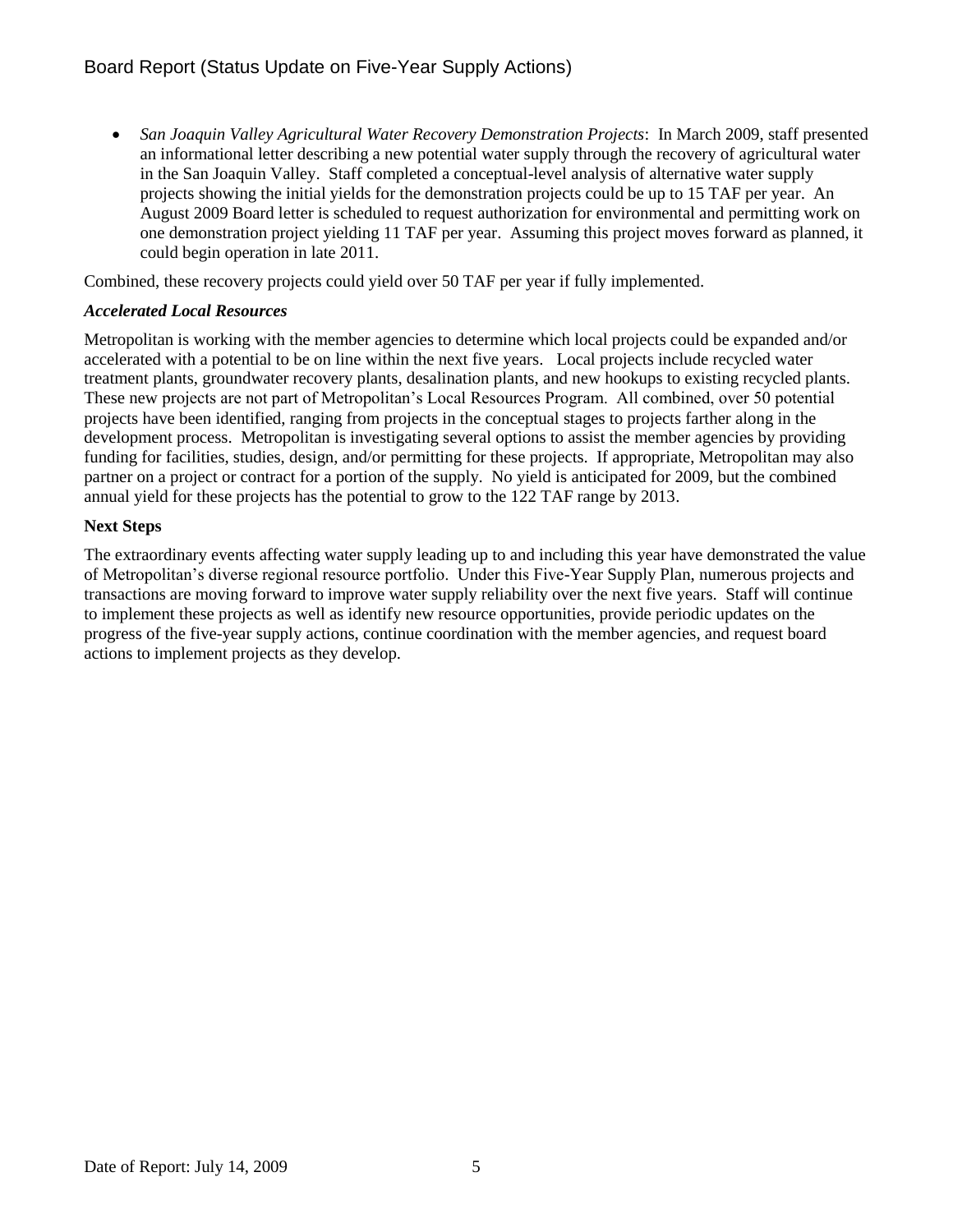- *San Joaquin Valley Agricultural Water Recovery Demonstration Projects*: In March 2009, staff presented an informational letter describing a new potential water supply through the recovery of agricultural water in the San Joaquin Valley. Staff completed a conceptual-level analysis of alternative water supply projects showing the initial yields for the demonstration projects could be up to 15 TAF per year. An August 2009 Board letter is scheduled to request authorization for environmental and permitting work on one demonstration project yielding 11 TAF per year. Assuming this project moves forward as planned, it could begin operation in late 2011.

Combined, these recovery projects could yield over 50 TAF per year if fully implemented.

***Accelerated Local Resources***

Metropolitan is working with the member agencies to determine which local projects could be expanded and/or accelerated with a potential to be on line within the next five years. Local projects include recycled water treatment plants, groundwater recovery plants, desalination plants, and new hookups to existing recycled plants. These new projects are not part of Metropolitan's Local Resources Program. All combined, over 50 potential projects have been identified, ranging from projects in the conceptual stages to projects farther along in the development process. Metropolitan is investigating several options to assist the member agencies by providing funding for facilities, studies, design, and/or permitting for these projects. If appropriate, Metropolitan may also partner on a project or contract for a portion of the supply. No yield is anticipated for 2009, but the combined annual yield for these projects has the potential to grow to the 122 TAF range by 2013.

**Next Steps**

The extraordinary events affecting water supply leading up to and including this year have demonstrated the value of Metropolitan's diverse regional resource portfolio. Under this Five-Year Supply Plan, numerous projects and transactions are moving forward to improve water supply reliability over the next five years. Staff will continue to implement these projects as well as identify new resource opportunities, provide periodic updates on the progress of the five-year supply actions, continue coordination with the member agencies, and request board actions to implement projects as they develop.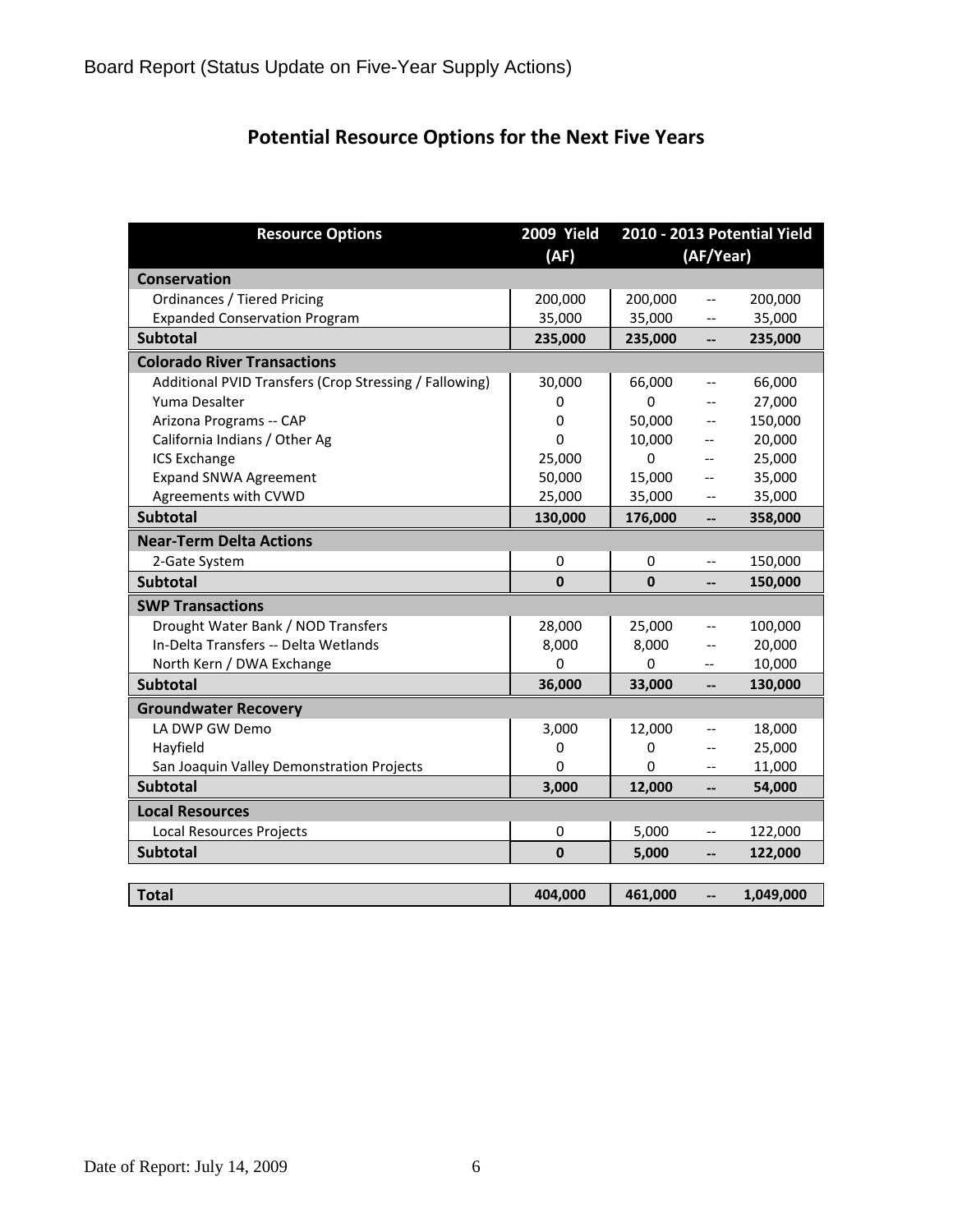## Potential Resource Options for the Next Five Years

| Resource Options | 2009 Yield (AF) | 2010 - 2013 Potential Yield (AF/Year) | | |
|---|---|---|---|---|
| **Conservation** | | | | |
| Ordinances / Tiered Pricing | 200,000 | 200,000 | -- | 200,000 |
| Expanded Conservation Program | 35,000 | 35,000 | -- | 35,000 |
| **Subtotal** | **235,000** | **235,000** | **--** | **235,000** |
| **Colorado River Transactions** | | | | |
| Additional PVID Transfers (Crop Stressing / Fallowing) | 30,000 | 66,000 | -- | 66,000 |
| Yuma Desalter | 0 | 0 | -- | 27,000 |
| Arizona Programs -- CAP | 0 | 50,000 | -- | 150,000 |
| California Indians / Other Ag | 0 | 10,000 | -- | 20,000 |
| ICS Exchange | 25,000 | 0 | -- | 25,000 |
| Expand SNWA Agreement | 50,000 | 15,000 | -- | 35,000 |
| Agreements with CVWD | 25,000 | 35,000 | -- | 35,000 |
| **Subtotal** | **130,000** | **176,000** | **--** | **358,000** |
| **Near-Term Delta Actions** | | | | |
| 2-Gate System | 0 | 0 | -- | 150,000 |
| **Subtotal** | **0** | **0** | **--** | **150,000** |
| **SWP Transactions** | | | | |
| Drought Water Bank / NOD Transfers | 28,000 | 25,000 | -- | 100,000 |
| In-Delta Transfers -- Delta Wetlands | 8,000 | 8,000 | -- | 20,000 |
| North Kern / DWA Exchange | 0 | 0 | -- | 10,000 |
| **Subtotal** | **36,000** | **33,000** | **--** | **130,000** |
| **Groundwater Recovery** | | | | |
| LA DWP GW Demo | 3,000 | 12,000 | -- | 18,000 |
| Hayfield | 0 | 0 | -- | 25,000 |
| San Joaquin Valley Demonstration Projects | 0 | 0 | -- | 11,000 |
| **Subtotal** | **3,000** | **12,000** | **--** | **54,000** |
| **Local Resources** | | | | |
| Local Resources Projects | 0 | 5,000 | -- | 122,000 |
| **Subtotal** | **0** | **5,000** | **--** | **122,000** |
| **Total** | **404,000** | **461,000** | **--** | **1,049,000** |

Date of Report: July 14, 2009